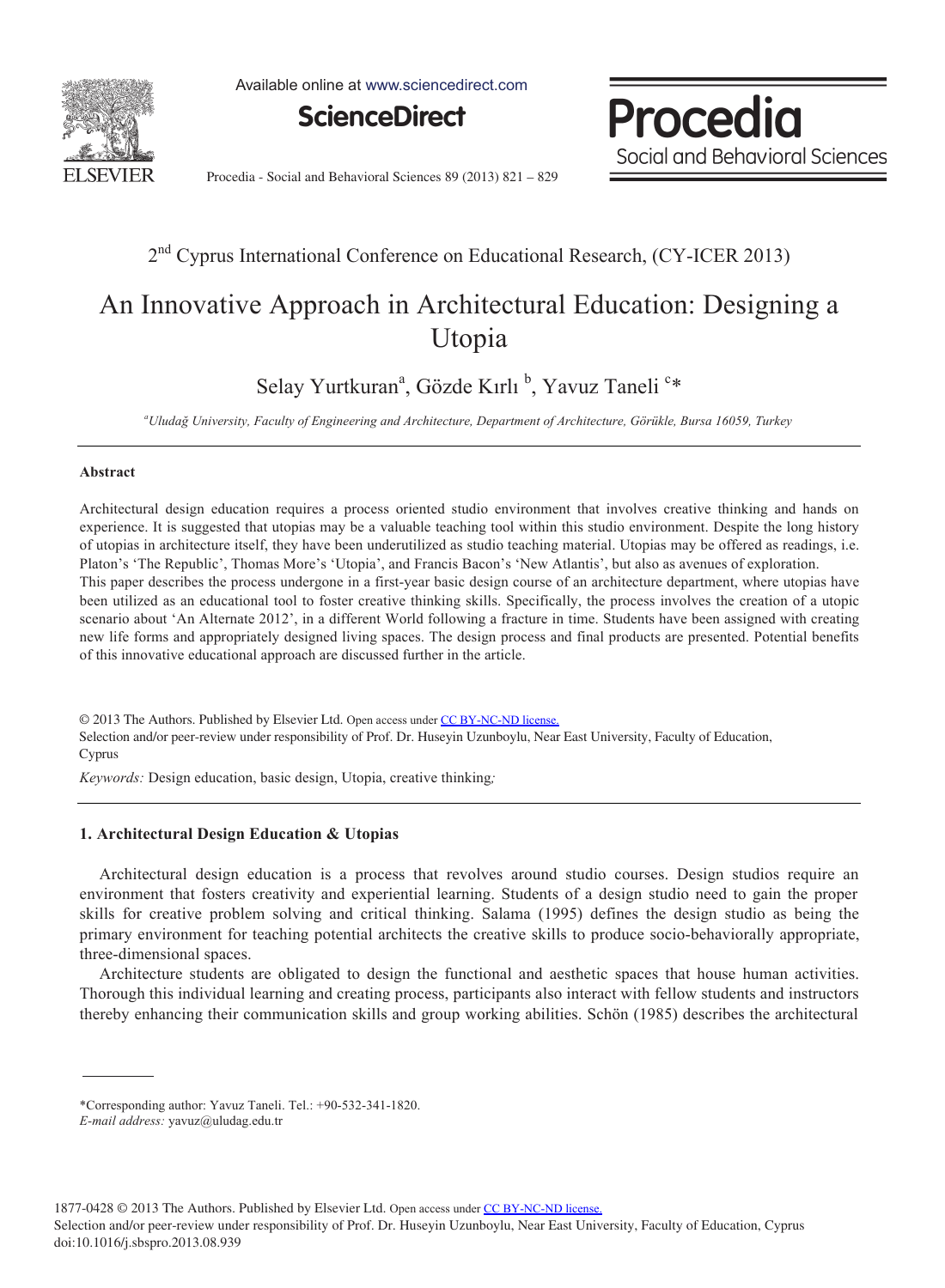2nd Cyprus International Conference on Educational Research, (CY-ICER 2013)

# An Innovative Approach in Architectural Education: Designing a Utopia

Selay Yurtkuran[a], Gözde Kırlı [b], Yavuz Taneli [c]*

[a]Uludağ University, Faculty of Engineering and Architecture, Department of Architecture, Görükle, Bursa 16059, Turkey

## Abstract

Architectural design education requires a process oriented studio environment that involves creative thinking and hands on experience. It is suggested that utopias may be a valuable teaching tool within this studio environment. Despite the long history of utopias in architecture itself, they have been underutilized as studio teaching material. Utopias may be offered as readings, i.e. Platon's 'The Republic', Thomas More's 'Utopia', and Francis Bacon's 'New Atlantis', but also as avenues of exploration.
This paper describes the process undergone in a first-year basic design course of an architecture department, where utopias have been utilized as an educational tool to foster creative thinking skills. Specifically, the process involves the creation of a utopic scenario about 'An Alternate 2012', in a different World following a fracture in time. Students have been assigned with creating new life forms and appropriately designed living spaces. The design process and final products are presented. Potential benefits of this innovative educational approach are discussed further in the article.

© 2013 The Authors. Published by Elsevier Ltd. Open access under CC BY-NC-ND license.
Selection and/or peer-review under responsibility of Prof. Dr. Huseyin Uzunboylu, Near East University, Faculty of Education, Cyprus

*Keywords:* Design education, basic design, Utopia, creative thinking;

## 1. Architectural Design Education & Utopias

Architectural design education is a process that revolves around studio courses. Design studios require an environment that fosters creativity and experiential learning. Students of a design studio need to gain the proper skills for creative problem solving and critical thinking. Salama (1995) defines the design studio as being the primary environment for teaching potential architects the creative skills to produce socio-behaviorally appropriate, three-dimensional spaces.

Architecture students are obligated to design the functional and aesthetic spaces that house human activities. Thorough this individual learning and creating process, participants also interact with fellow students and instructors thereby enhancing their communication skills and group working abilities. Schön (1985) describes the architectural

*Corresponding author: Yavuz Taneli. Tel.: +90-532-341-1820.
*E-mail address:* yavuz@uludag.edu.tr

1877-0428 © 2013 The Authors. Published by Elsevier Ltd. Open access under CC BY-NC-ND license.
Selection and/or peer-review under responsibility of Prof. Dr. Huseyin Uzunboylu, Near East University, Faculty of Education, Cyprus
doi:10.1016/j.sbspro.2013.08.939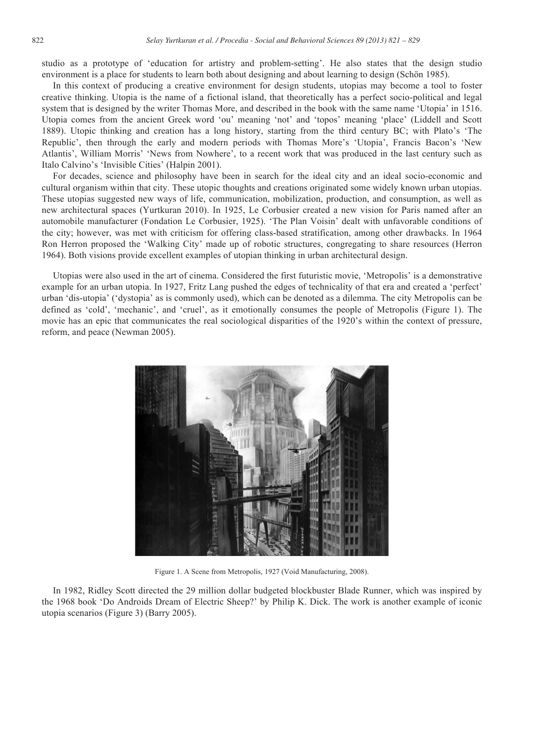studio as a prototype of 'education for artistry and problem-setting'. He also states that the design studio environment is a place for students to learn both about designing and about learning to design (Schön 1985).

In this context of producing a creative environment for design students, utopias may become a tool to foster creative thinking. Utopia is the name of a fictional island, that theoretically has a perfect socio-political and legal system that is designed by the writer Thomas More, and described in the book with the same name 'Utopia' in 1516. Utopia comes from the ancient Greek word 'ou' meaning 'not' and 'topos' meaning 'place' (Liddell and Scott 1889). Utopic thinking and creation has a long history, starting from the third century BC; with Plato's 'The Republic', then through the early and modern periods with Thomas More's 'Utopia', Francis Bacon's 'New Atlantis', William Morris' 'News from Nowhere', to a recent work that was produced in the last century such as Italo Calvino's 'Invisible Cities' (Halpin 2001).

For decades, science and philosophy have been in search for the ideal city and an ideal socio-economic and cultural organism within that city. These utopic thoughts and creations originated some widely known urban utopias. These utopias suggested new ways of life, communication, mobilization, production, and consumption, as well as new architectural spaces (Yurtkuran 2010). In 1925, Le Corbusier created a new vision for Paris named after an automobile manufacturer (Fondation Le Corbusier, 1925). 'The Plan Voisin' dealt with unfavorable conditions of the city; however, was met with criticism for offering class-based stratification, among other drawbacks. In 1964 Ron Herron proposed the 'Walking City' made up of robotic structures, congregating to share resources (Herron 1964). Both visions provide excellent examples of utopian thinking in urban architectural design.

Utopias were also used in the art of cinema. Considered the first futuristic movie, 'Metropolis' is a demonstrative example for an urban utopia. In 1927, Fritz Lang pushed the edges of technicality of that era and created a 'perfect' urban 'dis-utopia' ('dystopia' as is commonly used), which can be denoted as a dilemma. The city Metropolis can be defined as 'cold', 'mechanic', and 'cruel', as it emotionally consumes the people of Metropolis (Figure 1). The movie has an epic that communicates the real sociological disparities of the 1920's within the context of pressure, reform, and peace (Newman 2005).

Figure 1. A Scene from Metropolis, 1927 (Void Manufacturing, 2008).

In 1982, Ridley Scott directed the 29 million dollar budgeted blockbuster Blade Runner, which was inspired by the 1968 book 'Do Androids Dream of Electric Sheep?' by Philip K. Dick. The work is another example of iconic utopia scenarios (Figure 3) (Barry 2005).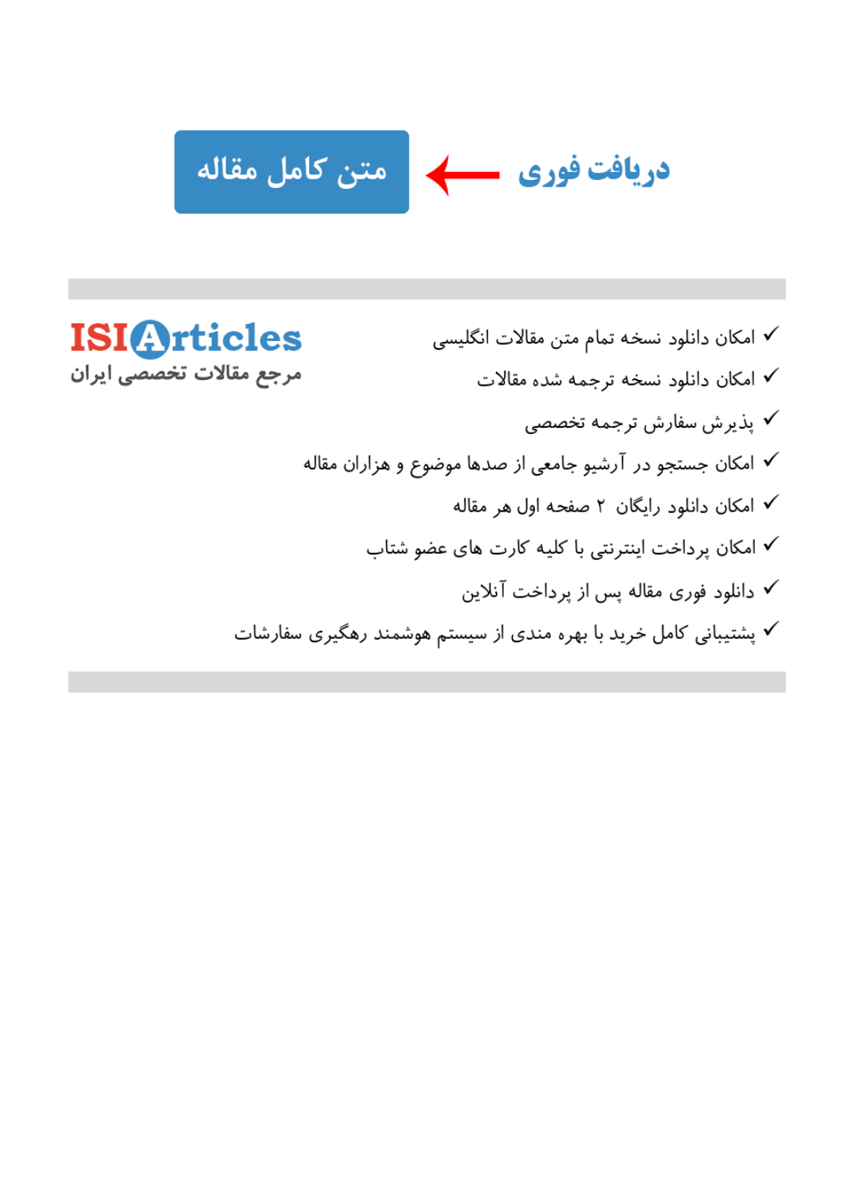دریافت فوری ← **متن کامل مقاله**

**ISIArticles**

مرجع مقالات تخصصی ایران

- ✓ امکان دانلود نسخه تمام متن مقالات انگلیسی
- ✓ امکان دانلود نسخه ترجمه شده مقالات
- ✓ پذیرش سفارش ترجمه تخصصی
- ✓ امکان جستجو در آرشیو جامعی از صدها موضوع و هزاران مقاله
- ✓ امکان دانلود رایگان ۲ صفحه اول هر مقاله
- ✓ امکان پرداخت اینترنتی با کلیه کارت های عضو شتاب
- ✓ دانلود فوری مقاله پس از پرداخت آنلاین
- ✓ پشتیبانی کامل خرید با بهره مندی از سیستم هوشمند رهگیری سفارشات